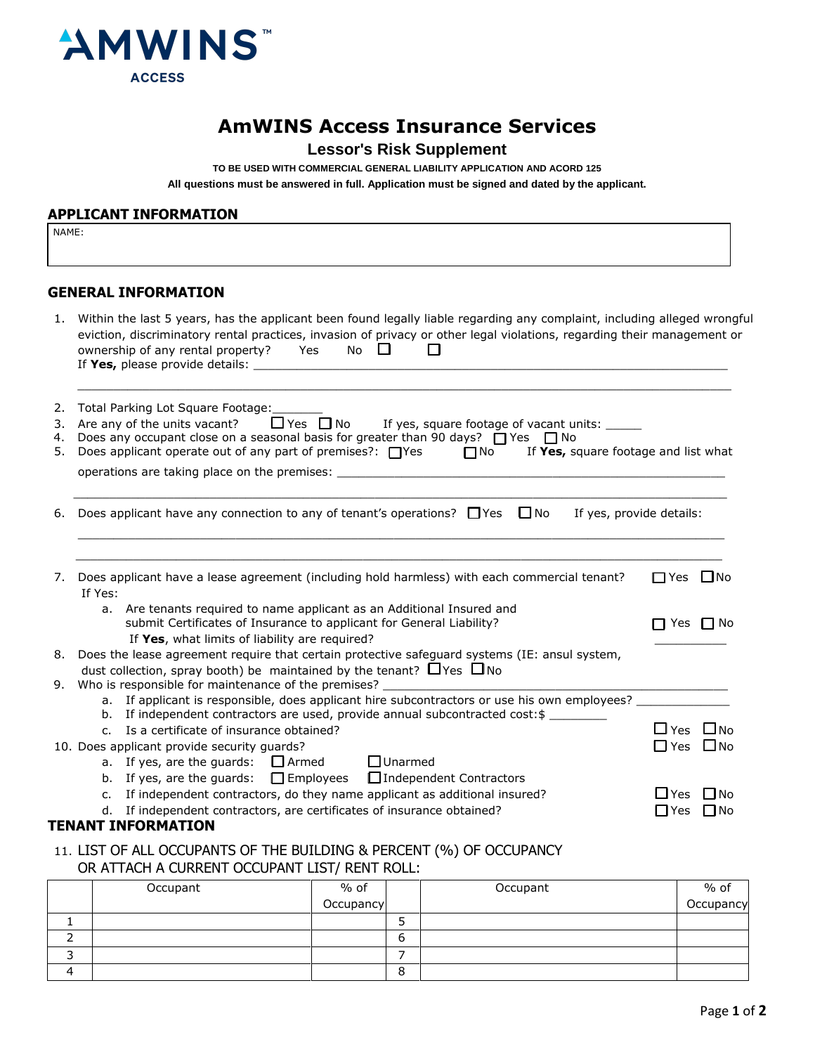AMWINS ACCESS

# AmWINS Access Insurance Services

## Lessor's Risk Supplement

**TO BE USED WITH COMMERCIAL GENERAL LIABILITY APPLICATION AND ACORD 125**

**All questions must be answered in full. Application must be signed and dated by the applicant.**

### APPLICANT INFORMATION

NAME:

### GENERAL INFORMATION

1. Within the last 5 years, has the applicant been found legally liable regarding any complaint, including alleged wrongful eviction, discriminatory rental practices, invasion of privacy or other legal violations, regarding their management or ownership of any rental property? Yes ☐ No ☐
   If **Yes,** please provide details: ______________________________________________

   ______________________________________________
2. Total Parking Lot Square Footage:_______
3. Are any of the units vacant? ☐ Yes ☐ No If yes, square footage of vacant units: _____
4. Does any occupant close on a seasonal basis for greater than 90 days? ☐ Yes ☐ No
5. Does applicant operate out of any part of premises?: ☐ Yes ☐ No If **Yes,** square footage and list what operations are taking place on the premises: ______________________________________________

   ______________________________________________
6. Does applicant have any connection to any of tenant's operations? ☐ Yes ☐ No If yes, provide details:

   ______________________________________________

   ______________________________________________
7. Does applicant have a lease agreement (including hold harmless) with each commercial tenant? ☐ Yes ☐ No
   If Yes:
   a. Are tenants required to name applicant as an Additional Insured and submit Certificates of Insurance to applicant for General Liability? ☐ Yes ☐ No
      If **Yes**, what limits of liability are required? __________
8. Does the lease agreement require that certain protective safeguard systems (IE: ansul system, dust collection, spray booth) be maintained by the tenant? ☐ Yes ☐ No
9. Who is responsible for maintenance of the premises? ______________________________________________
   a. If applicant is responsible, does applicant hire subcontractors or use his own employees? _____________
   b. If independent contractors are used, provide annual subcontracted cost:$ ________
   c. Is a certificate of insurance obtained? ☐ Yes ☐ No
10. Does applicant provide security guards? ☐ Yes ☐ No
    a. If yes, are the guards: ☐ Armed ☐ Unarmed
    b. If yes, are the guards: ☐ Employees ☐ Independent Contractors
    c. If independent contractors, do they name applicant as additional insured? ☐ Yes ☐ No
    d. If independent contractors, are certificates of insurance obtained? ☐ Yes ☐ No

### TENANT INFORMATION

11. LIST OF ALL OCCUPANTS OF THE BUILDING & PERCENT (%) OF OCCUPANCY OR ATTACH A CURRENT OCCUPANT LIST/ RENT ROLL:

| | Occupant | % of Occupancy | | Occupant | % of Occupancy |
|---|---|---|---|---|---|
| 1 | | | 5 | | |
| 2 | | | 6 | | |
| 3 | | | 7 | | |
| 4 | | | 8 | | |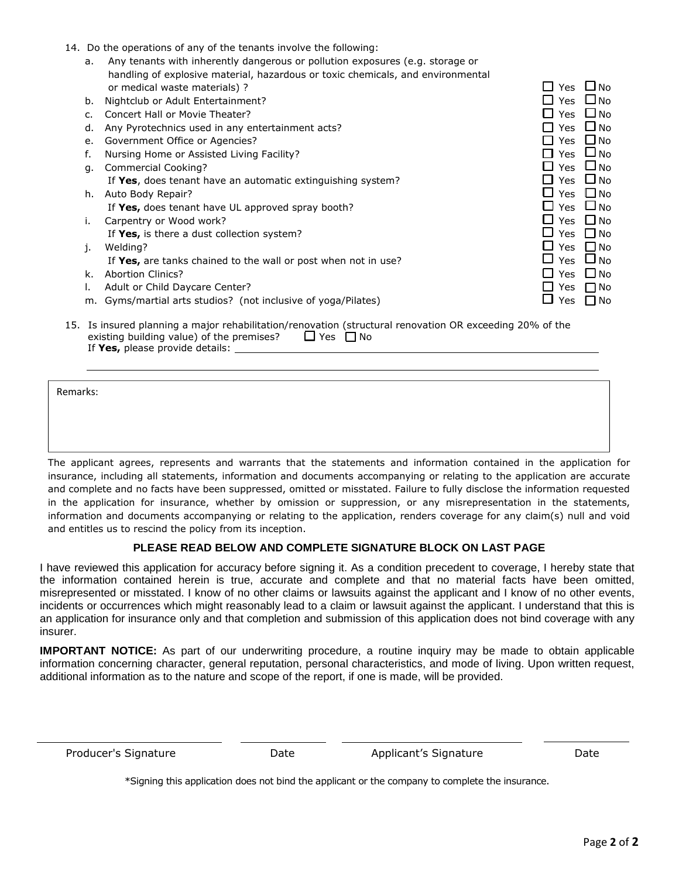14. Do the operations of any of the tenants involve the following:

| | | |
|---|---|---|
| a. | Any tenants with inherently dangerous or pollution exposures (e.g. storage or handling of explosive material, hazardous or toxic chemicals, and environmental or medical waste materials) ? | ☐ Yes ☐ No |
| b. | Nightclub or Adult Entertainment? | ☐ Yes ☐ No |
| c. | Concert Hall or Movie Theater? | ☐ Yes ☐ No |
| d. | Any Pyrotechnics used in any entertainment acts? | ☐ Yes ☐ No |
| e. | Government Office or Agencies? | ☐ Yes ☐ No |
| f. | Nursing Home or Assisted Living Facility? | ☐ Yes ☐ No |
| g. | Commercial Cooking? | ☐ Yes ☐ No |
| | If **Yes**, does tenant have an automatic extinguishing system? | ☐ Yes ☐ No |
| h. | Auto Body Repair? | ☐ Yes ☐ No |
| | If **Yes,** does tenant have UL approved spray booth? | ☐ Yes ☐ No |
| i. | Carpentry or Wood work? | ☐ Yes ☐ No |
| | If **Yes,** is there a dust collection system? | ☐ Yes ☐ No |
| j. | Welding? | ☐ Yes ☐ No |
| | If **Yes,** are tanks chained to the wall or post when not in use? | ☐ Yes ☐ No |
| k. | Abortion Clinics? | ☐ Yes ☐ No |
| l. | Adult or Child Daycare Center? | ☐ Yes ☐ No |
| m. | Gyms/martial arts studios? (not inclusive of yoga/Pilates) | ☐ Yes ☐ No |

15. Is insured planning a major rehabilitation/renovation (structural renovation OR exceeding 20% of the existing building value) of the premises? ☐ Yes ☐ No
If **Yes,** please provide details: ______________________________

Remarks:

The applicant agrees, represents and warrants that the statements and information contained in the application for insurance, including all statements, information and documents accompanying or relating to the application are accurate and complete and no facts have been suppressed, omitted or misstated. Failure to fully disclose the information requested in the application for insurance, whether by omission or suppression, or any misrepresentation in the statements, information and documents accompanying or relating to the application, renders coverage for any claim(s) null and void and entitles us to rescind the policy from its inception.

**PLEASE READ BELOW AND COMPLETE SIGNATURE BLOCK ON LAST PAGE**

I have reviewed this application for accuracy before signing it. As a condition precedent to coverage, I hereby state that the information contained herein is true, accurate and complete and that no material facts have been omitted, misrepresented or misstated. I know of no other claims or lawsuits against the applicant and I know of no other events, incidents or occurrences which might reasonably lead to a claim or lawsuit against the applicant. I understand that this is an application for insurance only and that completion and submission of this application does not bind coverage with any insurer.

**IMPORTANT NOTICE:** As part of our underwriting procedure, a routine inquiry may be made to obtain applicable information concerning character, general reputation, personal characteristics, and mode of living. Upon written request, additional information as to the nature and scope of the report, if one is made, will be provided.

| Producer's Signature | Date | Applicant's Signature | Date |
|---|---|---|---|
| | | | |

*Signing this application does not bind the applicant or the company to complete the insurance.